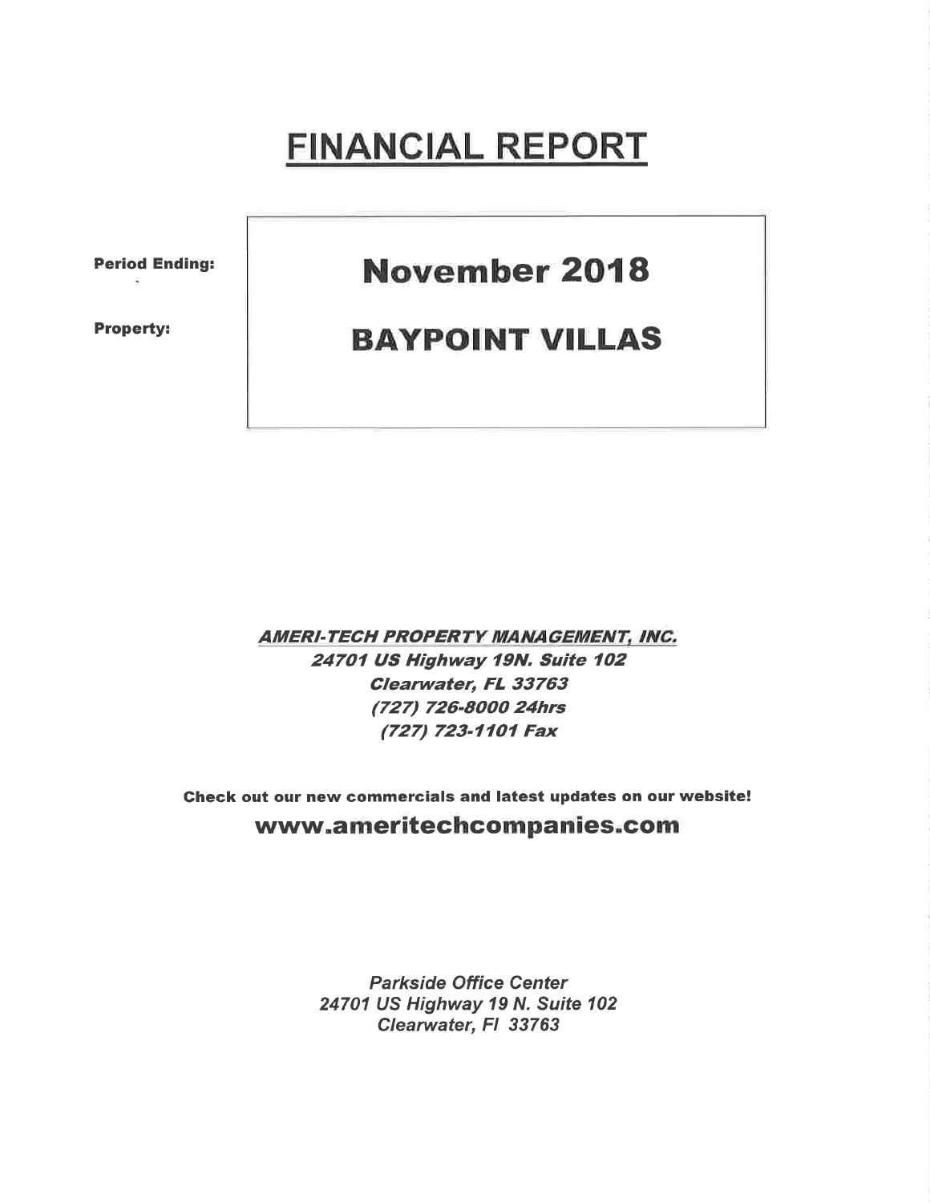# FINANCIAL REPORT

**Period Ending:** **November 2018**

**Property:** **BAYPOINT VILLAS**

***AMERI-TECH PROPERTY MANAGEMENT, INC.***
***24701 US Highway 19N. Suite 102***
***Clearwater, FL 33763***
***(727) 726-8000 24hrs***
***(727) 723-1101 Fax***

**Check out our new commercials and latest updates on our website!**

**www.ameritechcompanies.com**

*Parkside Office Center*
*24701 US Highway 19 N. Suite 102*
*Clearwater, Fl 33763*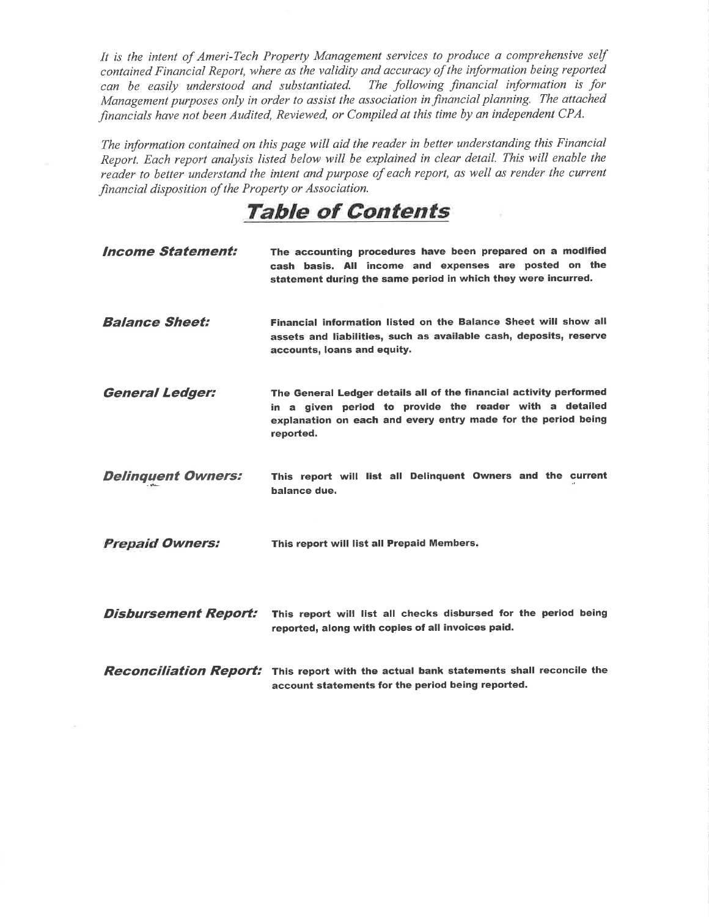*It is the intent of Ameri-Tech Property Management services to produce a comprehensive self contained Financial Report, where as the validity and accuracy of the information being reported can be easily understood and substantiated. The following financial information is for Management purposes only in order to assist the association in financial planning. The attached financials have not been Audited, Reviewed, or Compiled at this time by an independent CPA.*

*The information contained on this page will aid the reader in better understanding this Financial Report. Each report analysis listed below will be explained in clear detail. This will enable the reader to better understand the intent and purpose of each report, as well as render the current financial disposition of the Property or Association.*

# Table of Contents

***Income Statement:*** **The accounting procedures have been prepared on a modified cash basis. All income and expenses are posted on the statement during the same period in which they were incurred.**

***Balance Sheet:*** **Financial information listed on the Balance Sheet will show all assets and liabilities, such as available cash, deposits, reserve accounts, loans and equity.**

***General Ledger:*** **The General Ledger details all of the financial activity performed in a given period to provide the reader with a detailed explanation on each and every entry made for the period being reported.**

***Delinquent Owners:*** **This report will list all Delinquent Owners and the current balance due.**

***Prepaid Owners:*** **This report will list all Prepaid Members.**

***Disbursement Report:*** **This report will list all checks disbursed for the period being reported, along with copies of all invoices paid.**

***Reconciliation Report:*** **This report with the actual bank statements shall reconcile the account statements for the period being reported.**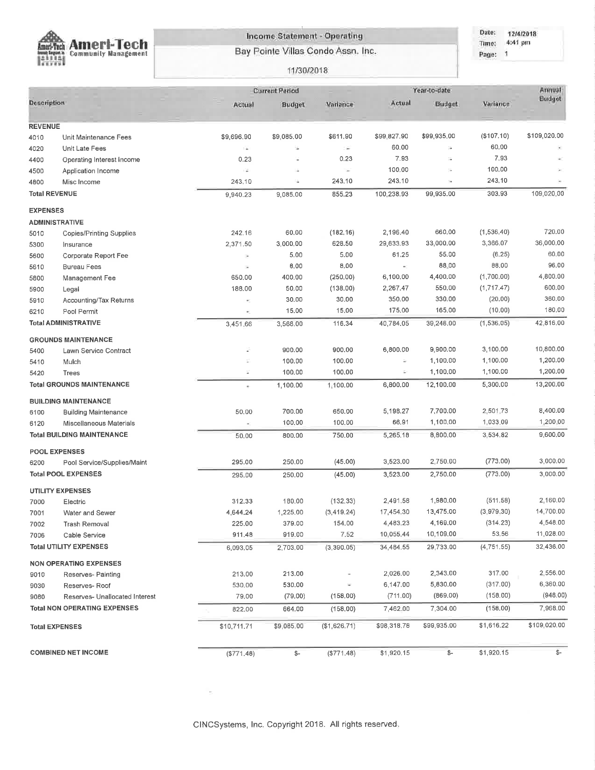# Income Statement - Operating

Bay Pointe Villas Condo Assn. Inc.

11/30/2018

Date: 12/4/2018
Time: 4:41 pm

| Description | | Current Period Actual | Current Period Budget | Current Period Variance | Year-to-date Actual | Year-to-date Budget | Year-to-date Variance | Annual Budget |
|---|---|---|---|---|---|---|---|---|
| **REVENUE** | | | | | | | | |
| 4010 | Unit Maintenance Fees | $9,696.90 | $9,085.00 | $611.90 | $99,827.90 | $99,935.00 | ($107.10) | $109,020.00 |
| 4020 | Unit Late Fees | - | - | - | 60.00 | - | 60.00 | - |
| 4400 | Operating Interest Income | 0.23 | - | 0.23 | 7.93 | - | 7.93 | - |
| 4500 | Application Income | - | - | - | 100.00 | - | 100.00 | - |
| 4800 | Misc Income | 243.10 | - | 243.10 | 243.10 | - | 243.10 | - |
| **Total REVENUE** | | 9,940.23 | 9,085.00 | 855.23 | 100,238.93 | 99,935.00 | 303.93 | 109,020.00 |
| **EXPENSES** | | | | | | | | |
| **ADMINISTRATIVE** | | | | | | | | |
| 5010 | Copies/Printing Supplies | 242.16 | 60.00 | (182.16) | 2,196.40 | 660.00 | (1,536.40) | 720.00 |
| 5300 | Insurance | 2,371.50 | 3,000.00 | 628.50 | 29,633.93 | 33,000.00 | 3,366.07 | 36,000.00 |
| 5600 | Corporate Report Fee | - | 5.00 | 5.00 | 61.25 | 55.00 | (6.25) | 60.00 |
| 5610 | Bureau Fees | - | 8.00 | 8.00 | - | 88.00 | 88.00 | 96.00 |
| 5800 | Management Fee | 650.00 | 400.00 | (250.00) | 6,100.00 | 4,400.00 | (1,700.00) | 4,800.00 |
| 5900 | Legal | 188.00 | 50.00 | (138.00) | 2,267.47 | 550.00 | (1,717.47) | 600.00 |
| 5910 | Accounting/Tax Returns | - | 30.00 | 30.00 | 350.00 | 330.00 | (20.00) | 360.00 |
| 6210 | Pool Permit | - | 15.00 | 15.00 | 175.00 | 165.00 | (10.00) | 180.00 |
| **Total ADMINISTRATIVE** | | 3,451.66 | 3,568.00 | 116.34 | 40,784.05 | 39,248.00 | (1,536.05) | 42,816.00 |
| **GROUNDS MAINTENANCE** | | | | | | | | |
| 5400 | Lawn Service Contract | - | 900.00 | 900.00 | 6,800.00 | 9,900.00 | 3,100.00 | 10,800.00 |
| 5410 | Mulch | - | 100.00 | 100.00 | - | 1,100.00 | 1,100.00 | 1,200.00 |
| 5420 | Trees | - | 100.00 | 100.00 | - | 1,100.00 | 1,100.00 | 1,200.00 |
| **Total GROUNDS MAINTENANCE** | | - | 1,100.00 | 1,100.00 | 6,800.00 | 12,100.00 | 5,300.00 | 13,200.00 |
| **BUILDING MAINTENANCE** | | | | | | | | |
| 6100 | Building Maintenance | 50.00 | 700.00 | 650.00 | 5,198.27 | 7,700.00 | 2,501.73 | 8,400.00 |
| 6120 | Miscellaneous Materials | - | 100.00 | 100.00 | 66.91 | 1,100.00 | 1,033.09 | 1,200.00 |
| **Total BUILDING MAINTENANCE** | | 50.00 | 800.00 | 750.00 | 5,265.18 | 8,800.00 | 3,534.82 | 9,600.00 |
| **POOL EXPENSES** | | | | | | | | |
| 6200 | Pool Service/Supplies/Maint | 295.00 | 250.00 | (45.00) | 3,523.00 | 2,750.00 | (773.00) | 3,000.00 |
| **Total POOL EXPENSES** | | 295.00 | 250.00 | (45.00) | 3,523.00 | 2,750.00 | (773.00) | 3,000.00 |
| **UTILITY EXPENSES** | | | | | | | | |
| 7000 | Electric | 312.33 | 180.00 | (132.33) | 2,491.58 | 1,980.00 | (511.58) | 2,160.00 |
| 7001 | Water and Sewer | 4,644.24 | 1,225.00 | (3,419.24) | 17,454.30 | 13,475.00 | (3,979.30) | 14,700.00 |
| 7002 | Trash Removal | 225.00 | 379.00 | 154.00 | 4,483.23 | 4,169.00 | (314.23) | 4,548.00 |
| 7006 | Cable Service | 911.48 | 919.00 | 7.52 | 10,055.44 | 10,109.00 | 53.56 | 11,028.00 |
| **Total UTILITY EXPENSES** | | 6,093.05 | 2,703.00 | (3,390.05) | 34,484.55 | 29,733.00 | (4,751.55) | 32,436.00 |
| **NON OPERATING EXPENSES** | | | | | | | | |
| 9010 | Reserves- Painting | 213.00 | 213.00 | - | 2,026.00 | 2,343.00 | 317.00 | 2,556.00 |
| 9030 | Reserves- Roof | 530.00 | 530.00 | - | 6,147.00 | 5,830.00 | (317.00) | 6,360.00 |
| 9080 | Reserves- Unallocated Interest | 79.00 | (79.00) | (158.00) | (711.00) | (869.00) | (158.00) | (948.00) |
| **Total NON OPERATING EXPENSES** | | 822.00 | 664.00 | (158.00) | 7,462.00 | 7,304.00 | (158.00) | 7,968.00 |
| **Total EXPENSES** | | $10,711.71 | $9,085.00 | ($1,626.71) | $98,318.78 | $99,935.00 | $1,616.22 | $109,020.00 |
| **COMBINED NET INCOME** | | ($771.48) | $- | ($771.48) | $1,920.15 | $- | $1,920.15 | $- |

CINCSystems, Inc. Copyright 2018. All rights reserved.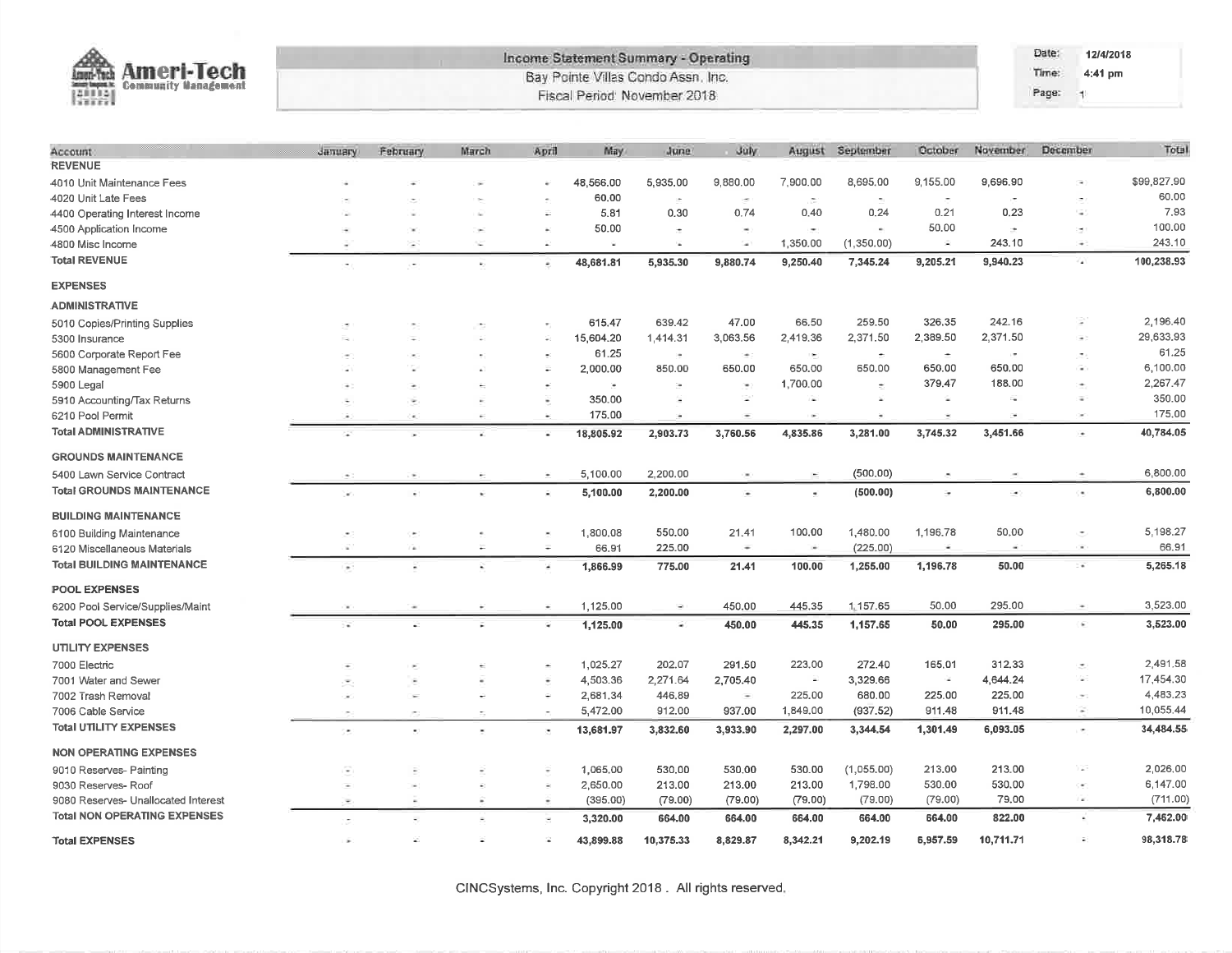# Ameri-Tech Community Management

## Income Statement Summary - Operating

Bay Pointe Villas Condo Assn, Inc.

Fiscal Period: November 2018

Date: 12/4/2018
Time: 4:41 pm

| Account | January | February | March | April | May | June | July | August | September | October | November | December | Total |
|---|---|---|---|---|---|---|---|---|---|---|---|---|---|
| **REVENUE** | | | | | | | | | | | | | |
| 4010 Unit Maintenance Fees | - | - | - | - | 48,566.00 | 5,935.00 | 9,880.00 | 7,900.00 | 8,695.00 | 9,155.00 | 9,696.90 | - | $99,827.90 |
| 4020 Unit Late Fees | - | - | - | - | 60.00 | - | - | - | - | - | - | - | 60.00 |
| 4400 Operating Interest Income | - | - | - | - | 5.81 | 0.30 | 0.74 | 0.40 | 0.24 | 0.21 | 0.23 | - | 7.93 |
| 4500 Application Income | - | - | - | - | 50.00 | - | - | - | - | 50.00 | - | - | 100.00 |
| 4800 Misc Income | - | - | - | - | - | - | - | 1,350.00 | (1,350.00) | - | 243.10 | - | 243.10 |
| **Total REVENUE** | - | - | - | - | **48,681.81** | **5,935.30** | **9,880.74** | **9,250.40** | **7,345.24** | **9,205.21** | **9,940.23** | - | **100,238.93** |
| **EXPENSES** | | | | | | | | | | | | | |
| **ADMINISTRATIVE** | | | | | | | | | | | | | |
| 5010 Copies/Printing Supplies | - | - | - | - | 615.47 | 639.42 | 47.00 | 66.50 | 259.50 | 326.35 | 242.16 | - | 2,196.40 |
| 5300 Insurance | - | - | - | - | 15,604.20 | 1,414.31 | 3,063.56 | 2,419.36 | 2,371.50 | 2,389.50 | 2,371.50 | - | 29,633.93 |
| 5600 Corporate Report Fee | - | - | - | - | 61.25 | - | - | - | - | - | - | - | 61.25 |
| 5800 Management Fee | - | - | - | - | 2,000.00 | 850.00 | 650.00 | 650.00 | 650.00 | 650.00 | 650.00 | - | 6,100.00 |
| 5900 Legal | - | - | - | - | - | - | - | 1,700.00 | - | 379.47 | 188.00 | - | 2,267.47 |
| 5910 Accounting/Tax Returns | - | - | - | - | 350.00 | - | - | - | - | - | - | - | 350.00 |
| 6210 Pool Permit | - | - | - | - | 175.00 | - | - | - | - | - | - | - | 175.00 |
| **Total ADMINISTRATIVE** | - | - | - | - | **18,805.92** | **2,903.73** | **3,760.56** | **4,835.86** | **3,281.00** | **3,745.32** | **3,451.66** | - | **40,784.05** |
| **GROUNDS MAINTENANCE** | | | | | | | | | | | | | |
| 5400 Lawn Service Contract | - | - | - | - | 5,100.00 | 2,200.00 | - | - | (500.00) | - | - | - | 6,800.00 |
| **Total GROUNDS MAINTENANCE** | - | - | - | - | **5,100.00** | **2,200.00** | - | - | **(500.00)** | - | - | - | **6,800.00** |
| **BUILDING MAINTENANCE** | | | | | | | | | | | | | |
| 6100 Building Maintenance | - | - | - | - | 1,800.08 | 550.00 | 21.41 | 100.00 | 1,480.00 | 1,196.78 | 50.00 | - | 5,198.27 |
| 6120 Miscellaneous Materials | - | - | - | - | 66.91 | 225.00 | - | - | (225.00) | - | - | - | 66.91 |
| **Total BUILDING MAINTENANCE** | - | - | - | - | **1,866.99** | **775.00** | **21.41** | **100.00** | **1,255.00** | **1,196.78** | **50.00** | - | **5,265.18** |
| **POOL EXPENSES** | | | | | | | | | | | | | |
| 6200 Pool Service/Supplies/Maint | - | - | - | - | 1,125.00 | - | 450.00 | 445.35 | 1,157.65 | 50.00 | 295.00 | - | 3,523.00 |
| **Total POOL EXPENSES** | - | - | - | - | **1,125.00** | - | **450.00** | **445.35** | **1,157.65** | **50.00** | **295.00** | - | **3,523.00** |
| **UTILITY EXPENSES** | | | | | | | | | | | | | |
| 7000 Electric | - | - | - | - | 1,025.27 | 202.07 | 291.50 | 223.00 | 272.40 | 165.01 | 312.33 | - | 2,491.58 |
| 7001 Water and Sewer | - | - | - | - | 4,503.36 | 2,271.64 | 2,705.40 | - | 3,329.66 | - | 4,644.24 | - | 17,454.30 |
| 7002 Trash Removal | - | - | - | - | 2,681.34 | 446.89 | - | 225.00 | 680.00 | 225.00 | 225.00 | - | 4,483.23 |
| 7006 Cable Service | - | - | - | - | 5,472.00 | 912.00 | 937.00 | 1,849.00 | (937.52) | 911.48 | 911.48 | - | 10,055.44 |
| **Total UTILITY EXPENSES** | - | - | - | - | **13,681.97** | **3,832.60** | **3,933.90** | **2,297.00** | **3,344.54** | **1,301.49** | **6,093.05** | - | **34,484.55** |
| **NON OPERATING EXPENSES** | | | | | | | | | | | | | |
| 9010 Reserves- Painting | - | - | - | - | 1,065.00 | 530.00 | 530.00 | 530.00 | (1,055.00) | 213.00 | 213.00 | - | 2,026.00 |
| 9030 Reserves- Roof | - | - | - | - | 2,650.00 | 213.00 | 213.00 | 213.00 | 1,798.00 | 530.00 | 530.00 | - | 6,147.00 |
| 9080 Reserves- Unallocated Interest | - | - | - | - | (395.00) | (79.00) | (79.00) | (79.00) | (79.00) | (79.00) | 79.00 | - | (711.00) |
| **Total NON OPERATING EXPENSES** | - | - | - | - | **3,320.00** | **664.00** | **664.00** | **664.00** | **664.00** | **664.00** | **822.00** | - | **7,462.00** |
| **Total EXPENSES** | - | - | - | - | **43,899.88** | **10,375.33** | **8,829.87** | **8,342.21** | **9,202.19** | **6,957.59** | **10,711.71** | - | **98,318.78** |

CINCSystems, Inc. Copyright 2018 . All rights reserved.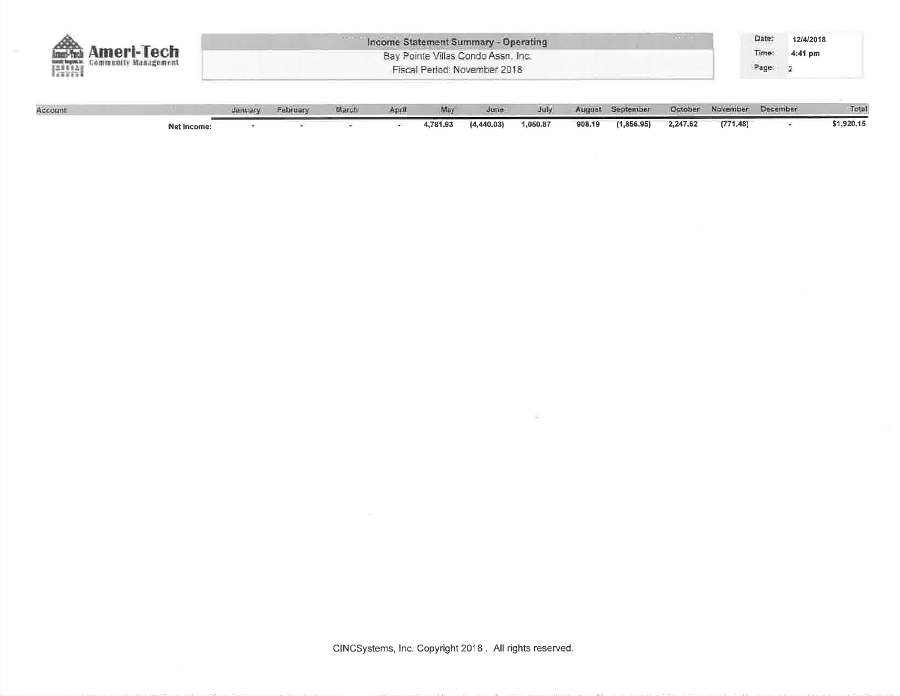Ameri-Tech Community Management

## Income Statement Summary - Operating

Bay Pointe Villas Condo Assn. Inc.

Fiscal Period: November 2018

Date: 12/4/2018
Time: 4:41 pm

| Account | January | February | March | April | May | June | July | August | September | October | November | December | Total |
|---|---|---|---|---|---|---|---|---|---|---|---|---|---|
| **Net Income:** | - | - | - | - | 4,781.93 | (4,440.03) | 1,050.87 | 908.19 | (1,856.95) | 2,247.62 | (771.48) | - | $1,920.15 |

CINCSystems, Inc. Copyright 2018 . All rights reserved.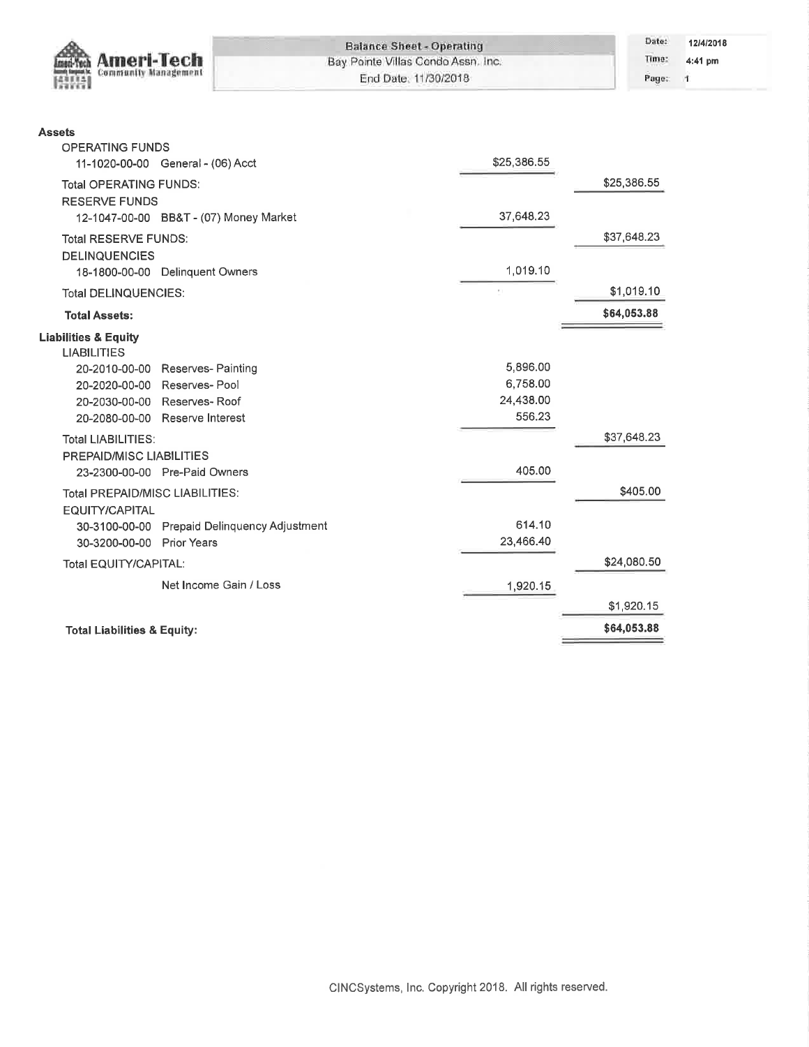Ameri-Tech Community Management

**Balance Sheet - Operating**
Bay Pointe Villas Condo Assn. Inc.
End Date: 11/30/2018

Date: 12/4/2018
Time: 4:41 pm

| | | |
|---|---|---|
| **Assets** | | |
| OPERATING FUNDS | | |
| 11-1020-00-00 General - (06) Acct | $25,386.55 | |
| Total OPERATING FUNDS: | | $25,386.55 |
| RESERVE FUNDS | | |
| 12-1047-00-00 BB&T - (07) Money Market | 37,648.23 | |
| Total RESERVE FUNDS: | | $37,648.23 |
| DELINQUENCIES | | |
| 18-1800-00-00 Delinquent Owners | 1,019.10 | |
| Total DELINQUENCIES: | | $1,019.10 |
| **Total Assets:** | | **$64,053.88** |
| **Liabilities & Equity** | | |
| LIABILITIES | | |
| 20-2010-00-00 Reserves- Painting | 5,896.00 | |
| 20-2020-00-00 Reserves- Pool | 6,758.00 | |
| 20-2030-00-00 Reserves- Roof | 24,438.00 | |
| 20-2080-00-00 Reserve Interest | 556.23 | |
| Total LIABILITIES: | | $37,648.23 |
| PREPAID/MISC LIABILITIES | | |
| 23-2300-00-00 Pre-Paid Owners | 405.00 | |
| Total PREPAID/MISC LIABILITIES: | | $405.00 |
| EQUITY/CAPITAL | | |
| 30-3100-00-00 Prepaid Delinquency Adjustment | 614.10 | |
| 30-3200-00-00 Prior Years | 23,466.40 | |
| Total EQUITY/CAPITAL: | | $24,080.50 |
| Net Income Gain / Loss | 1,920.15 | |
| | | $1,920.15 |
| **Total Liabilities & Equity:** | | **$64,053.88** |

CINCSystems, Inc. Copyright 2018. All rights reserved.